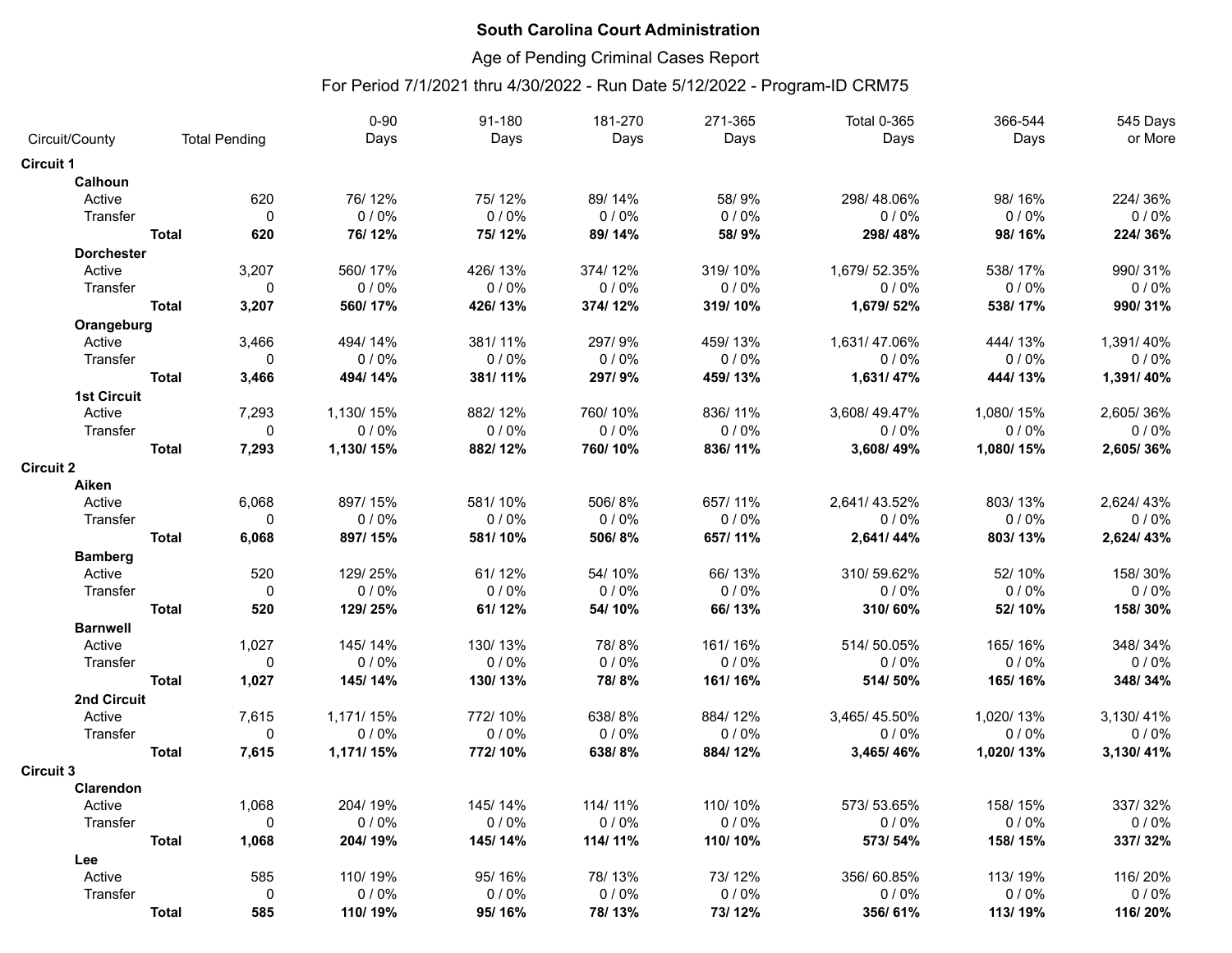**South Carolina Court Administration**

Age of Pending Criminal Cases Report

For Period 7/1/2021 thru 4/30/2022 - Run Date 5/12/2022 - Program-ID CRM75

| Circuit/County | | Total Pending | 0-90 Days | 91-180 Days | 181-270 Days | 271-365 Days | Total 0-365 Days | 366-544 Days | 545 Days or More |
|---|---|---|---|---|---|---|---|---|---|
| **Circuit 1** | | | | | | | | | |
| **Calhoun** | | | | | | | | | |
| Active | | 620 | 76/ 12% | 75/ 12% | 89/ 14% | 58/ 9% | 298/ 48.06% | 98/ 16% | 224/ 36% |
| Transfer | | 0 | 0 / 0% | 0 / 0% | 0 / 0% | 0 / 0% | 0 / 0% | 0 / 0% | 0 / 0% |
| | **Total** | **620** | **76/ 12%** | **75/ 12%** | **89/ 14%** | **58/ 9%** | **298/ 48%** | **98/ 16%** | **224/ 36%** |
| **Dorchester** | | | | | | | | | |
| Active | | 3,207 | 560/ 17% | 426/ 13% | 374/ 12% | 319/ 10% | 1,679/ 52.35% | 538/ 17% | 990/ 31% |
| Transfer | | 0 | 0 / 0% | 0 / 0% | 0 / 0% | 0 / 0% | 0 / 0% | 0 / 0% | 0 / 0% |
| | **Total** | **3,207** | **560/ 17%** | **426/ 13%** | **374/ 12%** | **319/ 10%** | **1,679/ 52%** | **538/ 17%** | **990/ 31%** |
| **Orangeburg** | | | | | | | | | |
| Active | | 3,466 | 494/ 14% | 381/ 11% | 297/ 9% | 459/ 13% | 1,631/ 47.06% | 444/ 13% | 1,391/ 40% |
| Transfer | | 0 | 0 / 0% | 0 / 0% | 0 / 0% | 0 / 0% | 0 / 0% | 0 / 0% | 0 / 0% |
| | **Total** | **3,466** | **494/ 14%** | **381/ 11%** | **297/ 9%** | **459/ 13%** | **1,631/ 47%** | **444/ 13%** | **1,391/ 40%** |
| **1st Circuit** | | | | | | | | | |
| Active | | 7,293 | 1,130/ 15% | 882/ 12% | 760/ 10% | 836/ 11% | 3,608/ 49.47% | 1,080/ 15% | 2,605/ 36% |
| Transfer | | 0 | 0 / 0% | 0 / 0% | 0 / 0% | 0 / 0% | 0 / 0% | 0 / 0% | 0 / 0% |
| | **Total** | **7,293** | **1,130/ 15%** | **882/ 12%** | **760/ 10%** | **836/ 11%** | **3,608/ 49%** | **1,080/ 15%** | **2,605/ 36%** |
| **Circuit 2** | | | | | | | | | |
| **Aiken** | | | | | | | | | |
| Active | | 6,068 | 897/ 15% | 581/ 10% | 506/ 8% | 657/ 11% | 2,641/ 43.52% | 803/ 13% | 2,624/ 43% |
| Transfer | | 0 | 0 / 0% | 0 / 0% | 0 / 0% | 0 / 0% | 0 / 0% | 0 / 0% | 0 / 0% |
| | **Total** | **6,068** | **897/ 15%** | **581/ 10%** | **506/ 8%** | **657/ 11%** | **2,641/ 44%** | **803/ 13%** | **2,624/ 43%** |
| **Bamberg** | | | | | | | | | |
| Active | | 520 | 129/ 25% | 61/ 12% | 54/ 10% | 66/ 13% | 310/ 59.62% | 52/ 10% | 158/ 30% |
| Transfer | | 0 | 0 / 0% | 0 / 0% | 0 / 0% | 0 / 0% | 0 / 0% | 0 / 0% | 0 / 0% |
| | **Total** | **520** | **129/ 25%** | **61/ 12%** | **54/ 10%** | **66/ 13%** | **310/ 60%** | **52/ 10%** | **158/ 30%** |
| **Barnwell** | | | | | | | | | |
| Active | | 1,027 | 145/ 14% | 130/ 13% | 78/ 8% | 161/ 16% | 514/ 50.05% | 165/ 16% | 348/ 34% |
| Transfer | | 0 | 0 / 0% | 0 / 0% | 0 / 0% | 0 / 0% | 0 / 0% | 0 / 0% | 0 / 0% |
| | **Total** | **1,027** | **145/ 14%** | **130/ 13%** | **78/ 8%** | **161/ 16%** | **514/ 50%** | **165/ 16%** | **348/ 34%** |
| **2nd Circuit** | | | | | | | | | |
| Active | | 7,615 | 1,171/ 15% | 772/ 10% | 638/ 8% | 884/ 12% | 3,465/ 45.50% | 1,020/ 13% | 3,130/ 41% |
| Transfer | | 0 | 0 / 0% | 0 / 0% | 0 / 0% | 0 / 0% | 0 / 0% | 0 / 0% | 0 / 0% |
| | **Total** | **7,615** | **1,171/ 15%** | **772/ 10%** | **638/ 8%** | **884/ 12%** | **3,465/ 46%** | **1,020/ 13%** | **3,130/ 41%** |
| **Circuit 3** | | | | | | | | | |
| **Clarendon** | | | | | | | | | |
| Active | | 1,068 | 204/ 19% | 145/ 14% | 114/ 11% | 110/ 10% | 573/ 53.65% | 158/ 15% | 337/ 32% |
| Transfer | | 0 | 0 / 0% | 0 / 0% | 0 / 0% | 0 / 0% | 0 / 0% | 0 / 0% | 0 / 0% |
| | **Total** | **1,068** | **204/ 19%** | **145/ 14%** | **114/ 11%** | **110/ 10%** | **573/ 54%** | **158/ 15%** | **337/ 32%** |
| **Lee** | | | | | | | | | |
| Active | | 585 | 110/ 19% | 95/ 16% | 78/ 13% | 73/ 12% | 356/ 60.85% | 113/ 19% | 116/ 20% |
| Transfer | | 0 | 0 / 0% | 0 / 0% | 0 / 0% | 0 / 0% | 0 / 0% | 0 / 0% | 0 / 0% |
| | **Total** | **585** | **110/ 19%** | **95/ 16%** | **78/ 13%** | **73/ 12%** | **356/ 61%** | **113/ 19%** | **116/ 20%** |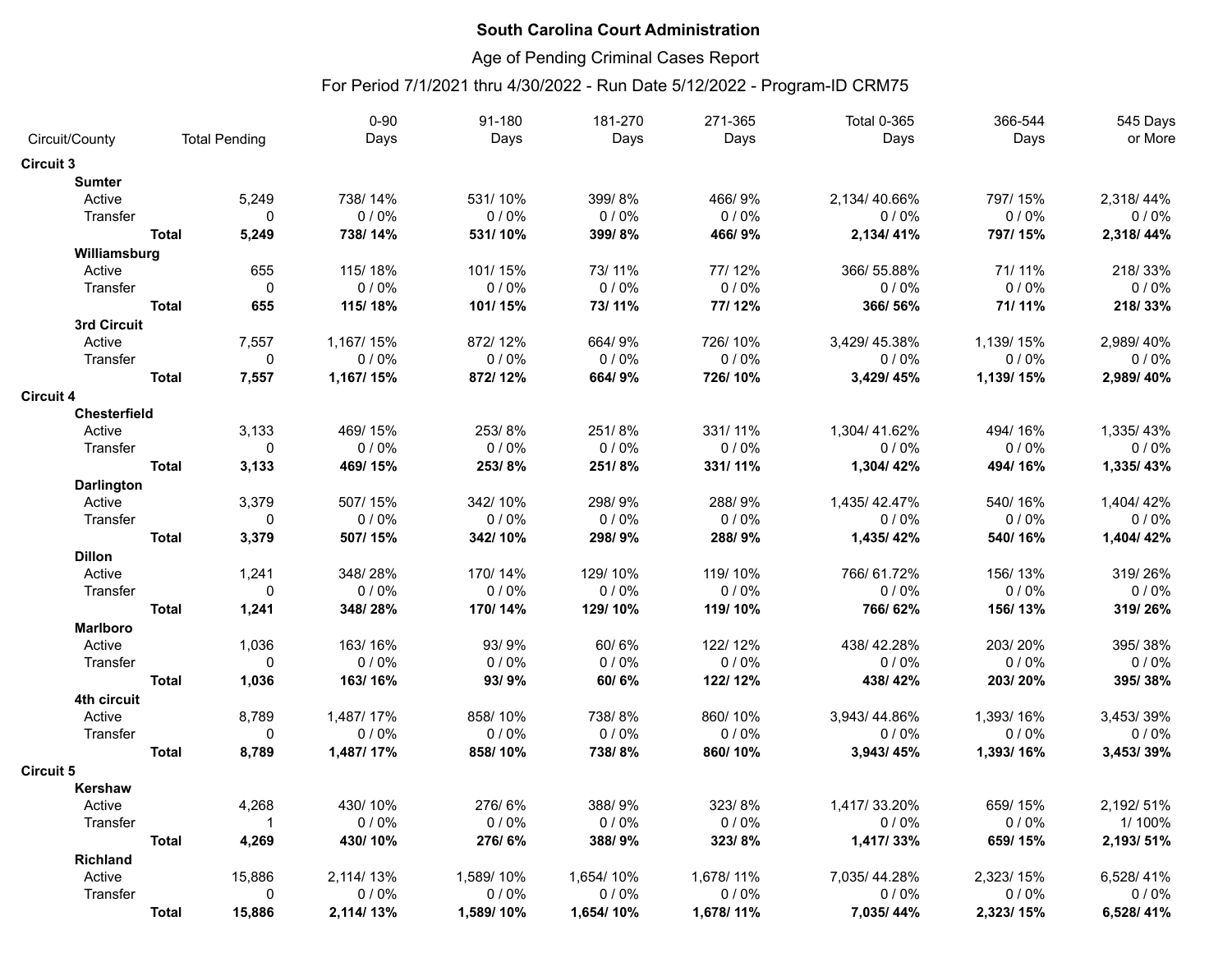**South Carolina Court Administration**

Age of Pending Criminal Cases Report

For Period 7/1/2021 thru 4/30/2022 - Run Date 5/12/2022 - Program-ID CRM75

| Circuit/County | | Total Pending | 0-90 Days | 91-180 Days | 181-270 Days | 271-365 Days | Total 0-365 Days | 366-544 Days | 545 Days or More |
|---|---|---|---|---|---|---|---|---|---|
| **Circuit 3** | | | | | | | | | |
| **Sumter** | | | | | | | | | |
| Active | | 5,249 | 738/ 14% | 531/ 10% | 399/ 8% | 466/ 9% | 2,134/ 40.66% | 797/ 15% | 2,318/ 44% |
| Transfer | | 0 | 0 / 0% | 0 / 0% | 0 / 0% | 0 / 0% | 0 / 0% | 0 / 0% | 0 / 0% |
| | **Total** | **5,249** | **738/ 14%** | **531/ 10%** | **399/ 8%** | **466/ 9%** | **2,134/ 41%** | **797/ 15%** | **2,318/ 44%** |
| **Williamsburg** | | | | | | | | | |
| Active | | 655 | 115/ 18% | 101/ 15% | 73/ 11% | 77/ 12% | 366/ 55.88% | 71/ 11% | 218/ 33% |
| Transfer | | 0 | 0 / 0% | 0 / 0% | 0 / 0% | 0 / 0% | 0 / 0% | 0 / 0% | 0 / 0% |
| | **Total** | **655** | **115/ 18%** | **101/ 15%** | **73/ 11%** | **77/ 12%** | **366/ 56%** | **71/ 11%** | **218/ 33%** |
| **3rd Circuit** | | | | | | | | | |
| Active | | 7,557 | 1,167/ 15% | 872/ 12% | 664/ 9% | 726/ 10% | 3,429/ 45.38% | 1,139/ 15% | 2,989/ 40% |
| Transfer | | 0 | 0 / 0% | 0 / 0% | 0 / 0% | 0 / 0% | 0 / 0% | 0 / 0% | 0 / 0% |
| | **Total** | **7,557** | **1,167/ 15%** | **872/ 12%** | **664/ 9%** | **726/ 10%** | **3,429/ 45%** | **1,139/ 15%** | **2,989/ 40%** |
| **Circuit 4** | | | | | | | | | |
| **Chesterfield** | | | | | | | | | |
| Active | | 3,133 | 469/ 15% | 253/ 8% | 251/ 8% | 331/ 11% | 1,304/ 41.62% | 494/ 16% | 1,335/ 43% |
| Transfer | | 0 | 0 / 0% | 0 / 0% | 0 / 0% | 0 / 0% | 0 / 0% | 0 / 0% | 0 / 0% |
| | **Total** | **3,133** | **469/ 15%** | **253/ 8%** | **251/ 8%** | **331/ 11%** | **1,304/ 42%** | **494/ 16%** | **1,335/ 43%** |
| **Darlington** | | | | | | | | | |
| Active | | 3,379 | 507/ 15% | 342/ 10% | 298/ 9% | 288/ 9% | 1,435/ 42.47% | 540/ 16% | 1,404/ 42% |
| Transfer | | 0 | 0 / 0% | 0 / 0% | 0 / 0% | 0 / 0% | 0 / 0% | 0 / 0% | 0 / 0% |
| | **Total** | **3,379** | **507/ 15%** | **342/ 10%** | **298/ 9%** | **288/ 9%** | **1,435/ 42%** | **540/ 16%** | **1,404/ 42%** |
| **Dillon** | | | | | | | | | |
| Active | | 1,241 | 348/ 28% | 170/ 14% | 129/ 10% | 119/ 10% | 766/ 61.72% | 156/ 13% | 319/ 26% |
| Transfer | | 0 | 0 / 0% | 0 / 0% | 0 / 0% | 0 / 0% | 0 / 0% | 0 / 0% | 0 / 0% |
| | **Total** | **1,241** | **348/ 28%** | **170/ 14%** | **129/ 10%** | **119/ 10%** | **766/ 62%** | **156/ 13%** | **319/ 26%** |
| **Marlboro** | | | | | | | | | |
| Active | | 1,036 | 163/ 16% | 93/ 9% | 60/ 6% | 122/ 12% | 438/ 42.28% | 203/ 20% | 395/ 38% |
| Transfer | | 0 | 0 / 0% | 0 / 0% | 0 / 0% | 0 / 0% | 0 / 0% | 0 / 0% | 0 / 0% |
| | **Total** | **1,036** | **163/ 16%** | **93/ 9%** | **60/ 6%** | **122/ 12%** | **438/ 42%** | **203/ 20%** | **395/ 38%** |
| **4th circuit** | | | | | | | | | |
| Active | | 8,789 | 1,487/ 17% | 858/ 10% | 738/ 8% | 860/ 10% | 3,943/ 44.86% | 1,393/ 16% | 3,453/ 39% |
| Transfer | | 0 | 0 / 0% | 0 / 0% | 0 / 0% | 0 / 0% | 0 / 0% | 0 / 0% | 0 / 0% |
| | **Total** | **8,789** | **1,487/ 17%** | **858/ 10%** | **738/ 8%** | **860/ 10%** | **3,943/ 45%** | **1,393/ 16%** | **3,453/ 39%** |
| **Circuit 5** | | | | | | | | | |
| **Kershaw** | | | | | | | | | |
| Active | | 4,268 | 430/ 10% | 276/ 6% | 388/ 9% | 323/ 8% | 1,417/ 33.20% | 659/ 15% | 2,192/ 51% |
| Transfer | | 1 | 0 / 0% | 0 / 0% | 0 / 0% | 0 / 0% | 0 / 0% | 0 / 0% | 1/ 100% |
| | **Total** | **4,269** | **430/ 10%** | **276/ 6%** | **388/ 9%** | **323/ 8%** | **1,417/ 33%** | **659/ 15%** | **2,193/ 51%** |
| **Richland** | | | | | | | | | |
| Active | | 15,886 | 2,114/ 13% | 1,589/ 10% | 1,654/ 10% | 1,678/ 11% | 7,035/ 44.28% | 2,323/ 15% | 6,528/ 41% |
| Transfer | | 0 | 0 / 0% | 0 / 0% | 0 / 0% | 0 / 0% | 0 / 0% | 0 / 0% | 0 / 0% |
| | **Total** | **15,886** | **2,114/ 13%** | **1,589/ 10%** | **1,654/ 10%** | **1,678/ 11%** | **7,035/ 44%** | **2,323/ 15%** | **6,528/ 41%** |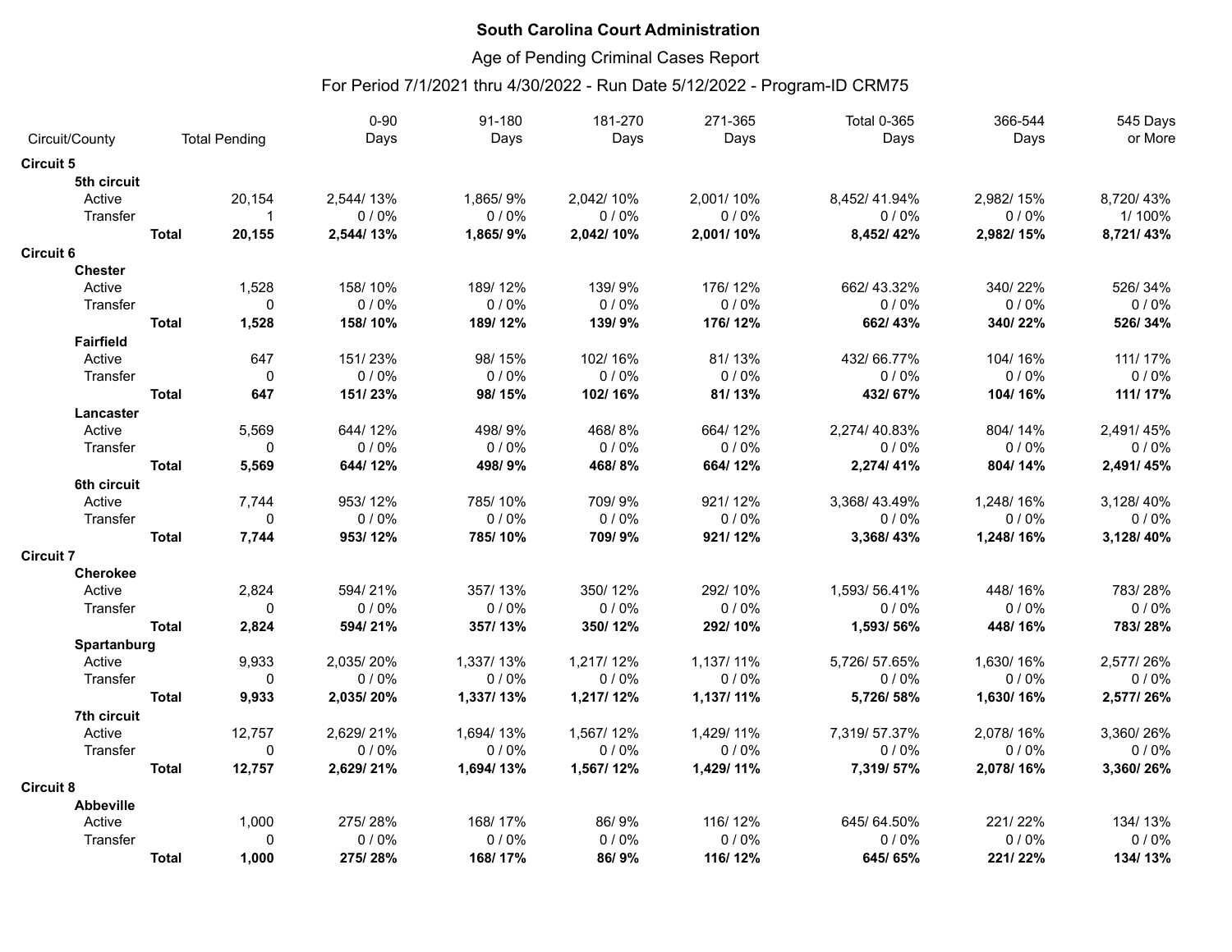**South Carolina Court Administration**

Age of Pending Criminal Cases Report

For Period 7/1/2021 thru 4/30/2022 - Run Date 5/12/2022 - Program-ID CRM75

| Circuit/County | | Total Pending | 0-90 Days | 91-180 Days | 181-270 Days | 271-365 Days | Total 0-365 Days | 366-544 Days | 545 Days or More |
|---|---|---|---|---|---|---|---|---|---|
| **Circuit 5** | | | | | | | | | |
| **5th circuit** | | | | | | | | | |
| Active | | 20,154 | 2,544/ 13% | 1,865/ 9% | 2,042/ 10% | 2,001/ 10% | 8,452/ 41.94% | 2,982/ 15% | 8,720/ 43% |
| Transfer | | 1 | 0 / 0% | 0 / 0% | 0 / 0% | 0 / 0% | 0 / 0% | 0 / 0% | 1/ 100% |
| | **Total** | **20,155** | **2,544/ 13%** | **1,865/ 9%** | **2,042/ 10%** | **2,001/ 10%** | **8,452/ 42%** | **2,982/ 15%** | **8,721/ 43%** |
| **Circuit 6** | | | | | | | | | |
| **Chester** | | | | | | | | | |
| Active | | 1,528 | 158/ 10% | 189/ 12% | 139/ 9% | 176/ 12% | 662/ 43.32% | 340/ 22% | 526/ 34% |
| Transfer | | 0 | 0 / 0% | 0 / 0% | 0 / 0% | 0 / 0% | 0 / 0% | 0 / 0% | 0 / 0% |
| | **Total** | **1,528** | **158/ 10%** | **189/ 12%** | **139/ 9%** | **176/ 12%** | **662/ 43%** | **340/ 22%** | **526/ 34%** |
| **Fairfield** | | | | | | | | | |
| Active | | 647 | 151/ 23% | 98/ 15% | 102/ 16% | 81/ 13% | 432/ 66.77% | 104/ 16% | 111/ 17% |
| Transfer | | 0 | 0 / 0% | 0 / 0% | 0 / 0% | 0 / 0% | 0 / 0% | 0 / 0% | 0 / 0% |
| | **Total** | **647** | **151/ 23%** | **98/ 15%** | **102/ 16%** | **81/ 13%** | **432/ 67%** | **104/ 16%** | **111/ 17%** |
| **Lancaster** | | | | | | | | | |
| Active | | 5,569 | 644/ 12% | 498/ 9% | 468/ 8% | 664/ 12% | 2,274/ 40.83% | 804/ 14% | 2,491/ 45% |
| Transfer | | 0 | 0 / 0% | 0 / 0% | 0 / 0% | 0 / 0% | 0 / 0% | 0 / 0% | 0 / 0% |
| | **Total** | **5,569** | **644/ 12%** | **498/ 9%** | **468/ 8%** | **664/ 12%** | **2,274/ 41%** | **804/ 14%** | **2,491/ 45%** |
| **6th circuit** | | | | | | | | | |
| Active | | 7,744 | 953/ 12% | 785/ 10% | 709/ 9% | 921/ 12% | 3,368/ 43.49% | 1,248/ 16% | 3,128/ 40% |
| Transfer | | 0 | 0 / 0% | 0 / 0% | 0 / 0% | 0 / 0% | 0 / 0% | 0 / 0% | 0 / 0% |
| | **Total** | **7,744** | **953/ 12%** | **785/ 10%** | **709/ 9%** | **921/ 12%** | **3,368/ 43%** | **1,248/ 16%** | **3,128/ 40%** |
| **Circuit 7** | | | | | | | | | |
| **Cherokee** | | | | | | | | | |
| Active | | 2,824 | 594/ 21% | 357/ 13% | 350/ 12% | 292/ 10% | 1,593/ 56.41% | 448/ 16% | 783/ 28% |
| Transfer | | 0 | 0 / 0% | 0 / 0% | 0 / 0% | 0 / 0% | 0 / 0% | 0 / 0% | 0 / 0% |
| | **Total** | **2,824** | **594/ 21%** | **357/ 13%** | **350/ 12%** | **292/ 10%** | **1,593/ 56%** | **448/ 16%** | **783/ 28%** |
| **Spartanburg** | | | | | | | | | |
| Active | | 9,933 | 2,035/ 20% | 1,337/ 13% | 1,217/ 12% | 1,137/ 11% | 5,726/ 57.65% | 1,630/ 16% | 2,577/ 26% |
| Transfer | | 0 | 0 / 0% | 0 / 0% | 0 / 0% | 0 / 0% | 0 / 0% | 0 / 0% | 0 / 0% |
| | **Total** | **9,933** | **2,035/ 20%** | **1,337/ 13%** | **1,217/ 12%** | **1,137/ 11%** | **5,726/ 58%** | **1,630/ 16%** | **2,577/ 26%** |
| **7th circuit** | | | | | | | | | |
| Active | | 12,757 | 2,629/ 21% | 1,694/ 13% | 1,567/ 12% | 1,429/ 11% | 7,319/ 57.37% | 2,078/ 16% | 3,360/ 26% |
| Transfer | | 0 | 0 / 0% | 0 / 0% | 0 / 0% | 0 / 0% | 0 / 0% | 0 / 0% | 0 / 0% |
| | **Total** | **12,757** | **2,629/ 21%** | **1,694/ 13%** | **1,567/ 12%** | **1,429/ 11%** | **7,319/ 57%** | **2,078/ 16%** | **3,360/ 26%** |
| **Circuit 8** | | | | | | | | | |
| **Abbeville** | | | | | | | | | |
| Active | | 1,000 | 275/ 28% | 168/ 17% | 86/ 9% | 116/ 12% | 645/ 64.50% | 221/ 22% | 134/ 13% |
| Transfer | | 0 | 0 / 0% | 0 / 0% | 0 / 0% | 0 / 0% | 0 / 0% | 0 / 0% | 0 / 0% |
| | **Total** | **1,000** | **275/ 28%** | **168/ 17%** | **86/ 9%** | **116/ 12%** | **645/ 65%** | **221/ 22%** | **134/ 13%** |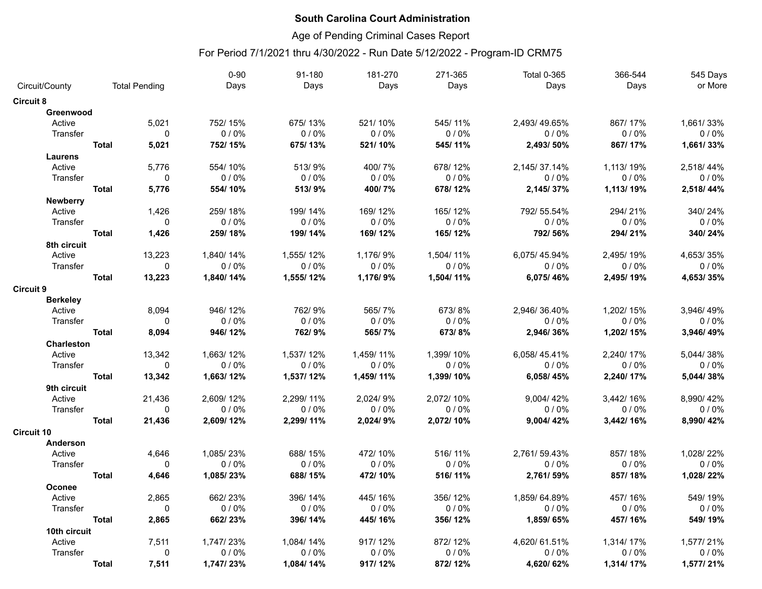**South Carolina Court Administration**

Age of Pending Criminal Cases Report

For Period 7/1/2021 thru 4/30/2022 - Run Date 5/12/2022 - Program-ID CRM75

| Circuit/County | | Total Pending | 0-90 Days | 91-180 Days | 181-270 Days | 271-365 Days | Total 0-365 Days | 366-544 Days | 545 Days or More |
|---|---|---|---|---|---|---|---|---|---|
| **Circuit 8** | | | | | | | | | |
| **Greenwood** | | | | | | | | | |
| Active | | 5,021 | 752/ 15% | 675/ 13% | 521/ 10% | 545/ 11% | 2,493/ 49.65% | 867/ 17% | 1,661/ 33% |
| Transfer | | 0 | 0 / 0% | 0 / 0% | 0 / 0% | 0 / 0% | 0 / 0% | 0 / 0% | 0 / 0% |
| | **Total** | **5,021** | **752/ 15%** | **675/ 13%** | **521/ 10%** | **545/ 11%** | **2,493/ 50%** | **867/ 17%** | **1,661/ 33%** |
| **Laurens** | | | | | | | | | |
| Active | | 5,776 | 554/ 10% | 513/ 9% | 400/ 7% | 678/ 12% | 2,145/ 37.14% | 1,113/ 19% | 2,518/ 44% |
| Transfer | | 0 | 0 / 0% | 0 / 0% | 0 / 0% | 0 / 0% | 0 / 0% | 0 / 0% | 0 / 0% |
| | **Total** | **5,776** | **554/ 10%** | **513/ 9%** | **400/ 7%** | **678/ 12%** | **2,145/ 37%** | **1,113/ 19%** | **2,518/ 44%** |
| **Newberry** | | | | | | | | | |
| Active | | 1,426 | 259/ 18% | 199/ 14% | 169/ 12% | 165/ 12% | 792/ 55.54% | 294/ 21% | 340/ 24% |
| Transfer | | 0 | 0 / 0% | 0 / 0% | 0 / 0% | 0 / 0% | 0 / 0% | 0 / 0% | 0 / 0% |
| | **Total** | **1,426** | **259/ 18%** | **199/ 14%** | **169/ 12%** | **165/ 12%** | **792/ 56%** | **294/ 21%** | **340/ 24%** |
| **8th circuit** | | | | | | | | | |
| Active | | 13,223 | 1,840/ 14% | 1,555/ 12% | 1,176/ 9% | 1,504/ 11% | 6,075/ 45.94% | 2,495/ 19% | 4,653/ 35% |
| Transfer | | 0 | 0 / 0% | 0 / 0% | 0 / 0% | 0 / 0% | 0 / 0% | 0 / 0% | 0 / 0% |
| | **Total** | **13,223** | **1,840/ 14%** | **1,555/ 12%** | **1,176/ 9%** | **1,504/ 11%** | **6,075/ 46%** | **2,495/ 19%** | **4,653/ 35%** |
| **Circuit 9** | | | | | | | | | |
| **Berkeley** | | | | | | | | | |
| Active | | 8,094 | 946/ 12% | 762/ 9% | 565/ 7% | 673/ 8% | 2,946/ 36.40% | 1,202/ 15% | 3,946/ 49% |
| Transfer | | 0 | 0 / 0% | 0 / 0% | 0 / 0% | 0 / 0% | 0 / 0% | 0 / 0% | 0 / 0% |
| | **Total** | **8,094** | **946/ 12%** | **762/ 9%** | **565/ 7%** | **673/ 8%** | **2,946/ 36%** | **1,202/ 15%** | **3,946/ 49%** |
| **Charleston** | | | | | | | | | |
| Active | | 13,342 | 1,663/ 12% | 1,537/ 12% | 1,459/ 11% | 1,399/ 10% | 6,058/ 45.41% | 2,240/ 17% | 5,044/ 38% |
| Transfer | | 0 | 0 / 0% | 0 / 0% | 0 / 0% | 0 / 0% | 0 / 0% | 0 / 0% | 0 / 0% |
| | **Total** | **13,342** | **1,663/ 12%** | **1,537/ 12%** | **1,459/ 11%** | **1,399/ 10%** | **6,058/ 45%** | **2,240/ 17%** | **5,044/ 38%** |
| **9th circuit** | | | | | | | | | |
| Active | | 21,436 | 2,609/ 12% | 2,299/ 11% | 2,024/ 9% | 2,072/ 10% | 9,004/ 42% | 3,442/ 16% | 8,990/ 42% |
| Transfer | | 0 | 0 / 0% | 0 / 0% | 0 / 0% | 0 / 0% | 0 / 0% | 0 / 0% | 0 / 0% |
| | **Total** | **21,436** | **2,609/ 12%** | **2,299/ 11%** | **2,024/ 9%** | **2,072/ 10%** | **9,004/ 42%** | **3,442/ 16%** | **8,990/ 42%** |
| **Circuit 10** | | | | | | | | | |
| **Anderson** | | | | | | | | | |
| Active | | 4,646 | 1,085/ 23% | 688/ 15% | 472/ 10% | 516/ 11% | 2,761/ 59.43% | 857/ 18% | 1,028/ 22% |
| Transfer | | 0 | 0 / 0% | 0 / 0% | 0 / 0% | 0 / 0% | 0 / 0% | 0 / 0% | 0 / 0% |
| | **Total** | **4,646** | **1,085/ 23%** | **688/ 15%** | **472/ 10%** | **516/ 11%** | **2,761/ 59%** | **857/ 18%** | **1,028/ 22%** |
| **Oconee** | | | | | | | | | |
| Active | | 2,865 | 662/ 23% | 396/ 14% | 445/ 16% | 356/ 12% | 1,859/ 64.89% | 457/ 16% | 549/ 19% |
| Transfer | | 0 | 0 / 0% | 0 / 0% | 0 / 0% | 0 / 0% | 0 / 0% | 0 / 0% | 0 / 0% |
| | **Total** | **2,865** | **662/ 23%** | **396/ 14%** | **445/ 16%** | **356/ 12%** | **1,859/ 65%** | **457/ 16%** | **549/ 19%** |
| **10th circuit** | | | | | | | | | |
| Active | | 7,511 | 1,747/ 23% | 1,084/ 14% | 917/ 12% | 872/ 12% | 4,620/ 61.51% | 1,314/ 17% | 1,577/ 21% |
| Transfer | | 0 | 0 / 0% | 0 / 0% | 0 / 0% | 0 / 0% | 0 / 0% | 0 / 0% | 0 / 0% |
| | **Total** | **7,511** | **1,747/ 23%** | **1,084/ 14%** | **917/ 12%** | **872/ 12%** | **4,620/ 62%** | **1,314/ 17%** | **1,577/ 21%** |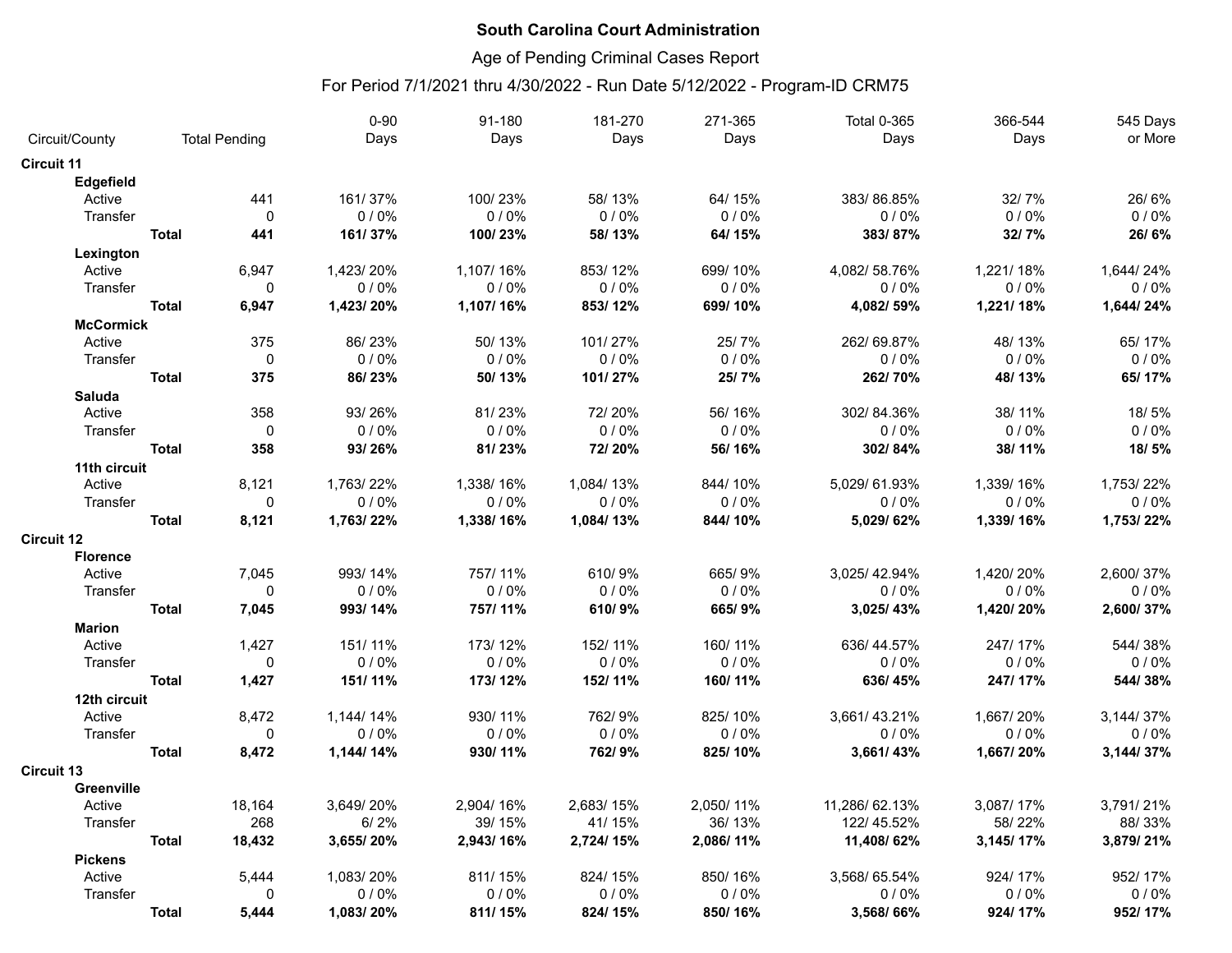**South Carolina Court Administration**

Age of Pending Criminal Cases Report

For Period 7/1/2021 thru 4/30/2022 - Run Date 5/12/2022 - Program-ID CRM75

| Circuit/County | | Total Pending | 0-90 Days | 91-180 Days | 181-270 Days | 271-365 Days | Total 0-365 Days | 366-544 Days | 545 Days or More |
|---|---|---|---|---|---|---|---|---|---|
| **Circuit 11** | | | | | | | | | |
| **Edgefield** | | | | | | | | | |
| Active | | 441 | 161/ 37% | 100/ 23% | 58/ 13% | 64/ 15% | 383/ 86.85% | 32/ 7% | 26/ 6% |
| Transfer | | 0 | 0 / 0% | 0 / 0% | 0 / 0% | 0 / 0% | 0 / 0% | 0 / 0% | 0 / 0% |
| | **Total** | **441** | **161/ 37%** | **100/ 23%** | **58/ 13%** | **64/ 15%** | **383/ 87%** | **32/ 7%** | **26/ 6%** |
| **Lexington** | | | | | | | | | |
| Active | | 6,947 | 1,423/ 20% | 1,107/ 16% | 853/ 12% | 699/ 10% | 4,082/ 58.76% | 1,221/ 18% | 1,644/ 24% |
| Transfer | | 0 | 0 / 0% | 0 / 0% | 0 / 0% | 0 / 0% | 0 / 0% | 0 / 0% | 0 / 0% |
| | **Total** | **6,947** | **1,423/ 20%** | **1,107/ 16%** | **853/ 12%** | **699/ 10%** | **4,082/ 59%** | **1,221/ 18%** | **1,644/ 24%** |
| **McCormick** | | | | | | | | | |
| Active | | 375 | 86/ 23% | 50/ 13% | 101/ 27% | 25/ 7% | 262/ 69.87% | 48/ 13% | 65/ 17% |
| Transfer | | 0 | 0 / 0% | 0 / 0% | 0 / 0% | 0 / 0% | 0 / 0% | 0 / 0% | 0 / 0% |
| | **Total** | **375** | **86/ 23%** | **50/ 13%** | **101/ 27%** | **25/ 7%** | **262/ 70%** | **48/ 13%** | **65/ 17%** |
| **Saluda** | | | | | | | | | |
| Active | | 358 | 93/ 26% | 81/ 23% | 72/ 20% | 56/ 16% | 302/ 84.36% | 38/ 11% | 18/ 5% |
| Transfer | | 0 | 0 / 0% | 0 / 0% | 0 / 0% | 0 / 0% | 0 / 0% | 0 / 0% | 0 / 0% |
| | **Total** | **358** | **93/ 26%** | **81/ 23%** | **72/ 20%** | **56/ 16%** | **302/ 84%** | **38/ 11%** | **18/ 5%** |
| **11th circuit** | | | | | | | | | |
| Active | | 8,121 | 1,763/ 22% | 1,338/ 16% | 1,084/ 13% | 844/ 10% | 5,029/ 61.93% | 1,339/ 16% | 1,753/ 22% |
| Transfer | | 0 | 0 / 0% | 0 / 0% | 0 / 0% | 0 / 0% | 0 / 0% | 0 / 0% | 0 / 0% |
| | **Total** | **8,121** | **1,763/ 22%** | **1,338/ 16%** | **1,084/ 13%** | **844/ 10%** | **5,029/ 62%** | **1,339/ 16%** | **1,753/ 22%** |
| **Circuit 12** | | | | | | | | | |
| **Florence** | | | | | | | | | |
| Active | | 7,045 | 993/ 14% | 757/ 11% | 610/ 9% | 665/ 9% | 3,025/ 42.94% | 1,420/ 20% | 2,600/ 37% |
| Transfer | | 0 | 0 / 0% | 0 / 0% | 0 / 0% | 0 / 0% | 0 / 0% | 0 / 0% | 0 / 0% |
| | **Total** | **7,045** | **993/ 14%** | **757/ 11%** | **610/ 9%** | **665/ 9%** | **3,025/ 43%** | **1,420/ 20%** | **2,600/ 37%** |
| **Marion** | | | | | | | | | |
| Active | | 1,427 | 151/ 11% | 173/ 12% | 152/ 11% | 160/ 11% | 636/ 44.57% | 247/ 17% | 544/ 38% |
| Transfer | | 0 | 0 / 0% | 0 / 0% | 0 / 0% | 0 / 0% | 0 / 0% | 0 / 0% | 0 / 0% |
| | **Total** | **1,427** | **151/ 11%** | **173/ 12%** | **152/ 11%** | **160/ 11%** | **636/ 45%** | **247/ 17%** | **544/ 38%** |
| **12th circuit** | | | | | | | | | |
| Active | | 8,472 | 1,144/ 14% | 930/ 11% | 762/ 9% | 825/ 10% | 3,661/ 43.21% | 1,667/ 20% | 3,144/ 37% |
| Transfer | | 0 | 0 / 0% | 0 / 0% | 0 / 0% | 0 / 0% | 0 / 0% | 0 / 0% | 0 / 0% |
| | **Total** | **8,472** | **1,144/ 14%** | **930/ 11%** | **762/ 9%** | **825/ 10%** | **3,661/ 43%** | **1,667/ 20%** | **3,144/ 37%** |
| **Circuit 13** | | | | | | | | | |
| **Greenville** | | | | | | | | | |
| Active | | 18,164 | 3,649/ 20% | 2,904/ 16% | 2,683/ 15% | 2,050/ 11% | 11,286/ 62.13% | 3,087/ 17% | 3,791/ 21% |
| Transfer | | 268 | 6/ 2% | 39/ 15% | 41/ 15% | 36/ 13% | 122/ 45.52% | 58/ 22% | 88/ 33% |
| | **Total** | **18,432** | **3,655/ 20%** | **2,943/ 16%** | **2,724/ 15%** | **2,086/ 11%** | **11,408/ 62%** | **3,145/ 17%** | **3,879/ 21%** |
| **Pickens** | | | | | | | | | |
| Active | | 5,444 | 1,083/ 20% | 811/ 15% | 824/ 15% | 850/ 16% | 3,568/ 65.54% | 924/ 17% | 952/ 17% |
| Transfer | | 0 | 0 / 0% | 0 / 0% | 0 / 0% | 0 / 0% | 0 / 0% | 0 / 0% | 0 / 0% |
| | **Total** | **5,444** | **1,083/ 20%** | **811/ 15%** | **824/ 15%** | **850/ 16%** | **3,568/ 66%** | **924/ 17%** | **952/ 17%** |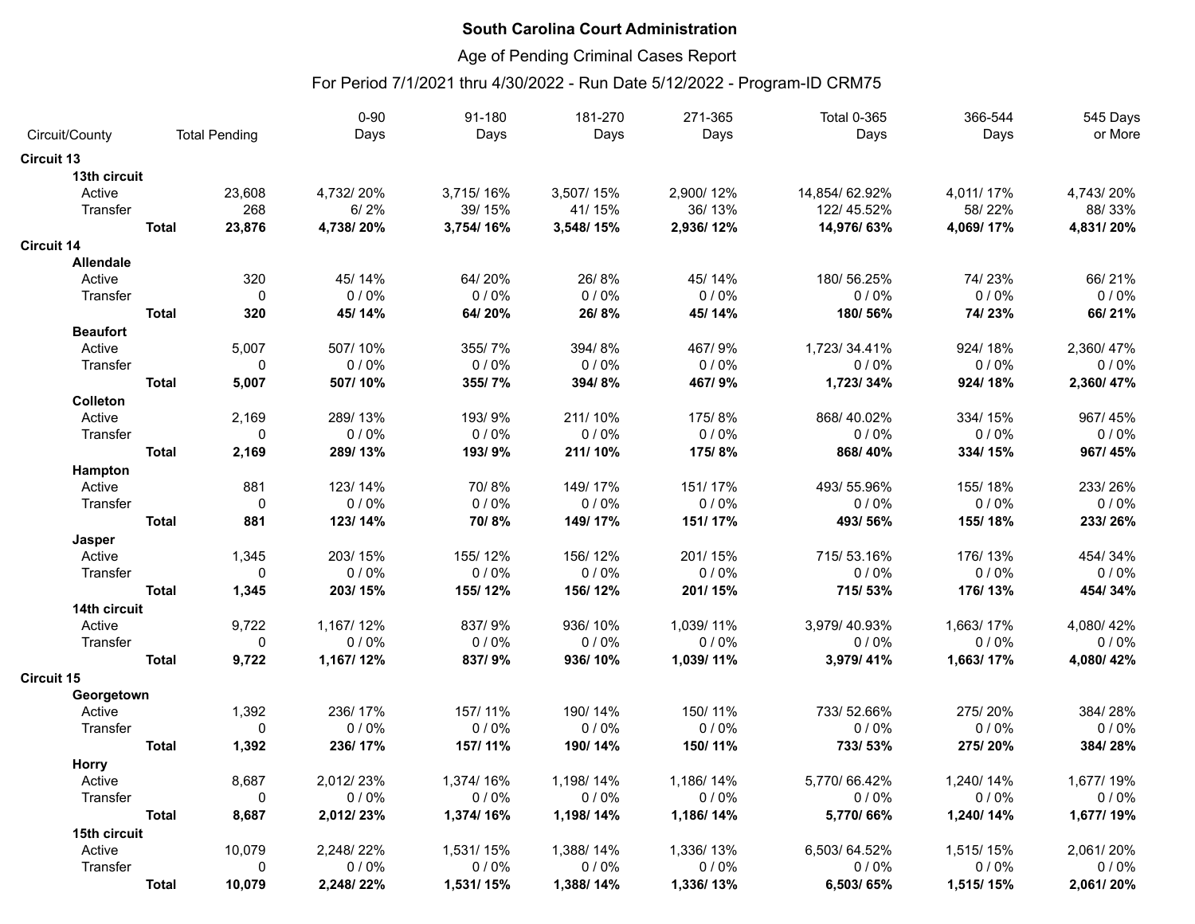**South Carolina Court Administration**

Age of Pending Criminal Cases Report

For Period 7/1/2021 thru 4/30/2022 - Run Date 5/12/2022 - Program-ID CRM75

| Circuit/County | | Total Pending | 0-90 Days | 91-180 Days | 181-270 Days | 271-365 Days | Total 0-365 Days | 366-544 Days | 545 Days or More |
|---|---|---|---|---|---|---|---|---|---|
| **Circuit 13** | | | | | | | | | |
| **13th circuit** | | | | | | | | | |
| Active | | 23,608 | 4,732/ 20% | 3,715/ 16% | 3,507/ 15% | 2,900/ 12% | 14,854/ 62.92% | 4,011/ 17% | 4,743/ 20% |
| Transfer | | 268 | 6/ 2% | 39/ 15% | 41/ 15% | 36/ 13% | 122/ 45.52% | 58/ 22% | 88/ 33% |
| | **Total** | **23,876** | **4,738/ 20%** | **3,754/ 16%** | **3,548/ 15%** | **2,936/ 12%** | **14,976/ 63%** | **4,069/ 17%** | **4,831/ 20%** |
| **Circuit 14** | | | | | | | | | |
| **Allendale** | | | | | | | | | |
| Active | | 320 | 45/ 14% | 64/ 20% | 26/ 8% | 45/ 14% | 180/ 56.25% | 74/ 23% | 66/ 21% |
| Transfer | | 0 | 0 / 0% | 0 / 0% | 0 / 0% | 0 / 0% | 0 / 0% | 0 / 0% | 0 / 0% |
| | **Total** | **320** | **45/ 14%** | **64/ 20%** | **26/ 8%** | **45/ 14%** | **180/ 56%** | **74/ 23%** | **66/ 21%** |
| **Beaufort** | | | | | | | | | |
| Active | | 5,007 | 507/ 10% | 355/ 7% | 394/ 8% | 467/ 9% | 1,723/ 34.41% | 924/ 18% | 2,360/ 47% |
| Transfer | | 0 | 0 / 0% | 0 / 0% | 0 / 0% | 0 / 0% | 0 / 0% | 0 / 0% | 0 / 0% |
| | **Total** | **5,007** | **507/ 10%** | **355/ 7%** | **394/ 8%** | **467/ 9%** | **1,723/ 34%** | **924/ 18%** | **2,360/ 47%** |
| **Colleton** | | | | | | | | | |
| Active | | 2,169 | 289/ 13% | 193/ 9% | 211/ 10% | 175/ 8% | 868/ 40.02% | 334/ 15% | 967/ 45% |
| Transfer | | 0 | 0 / 0% | 0 / 0% | 0 / 0% | 0 / 0% | 0 / 0% | 0 / 0% | 0 / 0% |
| | **Total** | **2,169** | **289/ 13%** | **193/ 9%** | **211/ 10%** | **175/ 8%** | **868/ 40%** | **334/ 15%** | **967/ 45%** |
| **Hampton** | | | | | | | | | |
| Active | | 881 | 123/ 14% | 70/ 8% | 149/ 17% | 151/ 17% | 493/ 55.96% | 155/ 18% | 233/ 26% |
| Transfer | | 0 | 0 / 0% | 0 / 0% | 0 / 0% | 0 / 0% | 0 / 0% | 0 / 0% | 0 / 0% |
| | **Total** | **881** | **123/ 14%** | **70/ 8%** | **149/ 17%** | **151/ 17%** | **493/ 56%** | **155/ 18%** | **233/ 26%** |
| **Jasper** | | | | | | | | | |
| Active | | 1,345 | 203/ 15% | 155/ 12% | 156/ 12% | 201/ 15% | 715/ 53.16% | 176/ 13% | 454/ 34% |
| Transfer | | 0 | 0 / 0% | 0 / 0% | 0 / 0% | 0 / 0% | 0 / 0% | 0 / 0% | 0 / 0% |
| | **Total** | **1,345** | **203/ 15%** | **155/ 12%** | **156/ 12%** | **201/ 15%** | **715/ 53%** | **176/ 13%** | **454/ 34%** |
| **14th circuit** | | | | | | | | | |
| Active | | 9,722 | 1,167/ 12% | 837/ 9% | 936/ 10% | 1,039/ 11% | 3,979/ 40.93% | 1,663/ 17% | 4,080/ 42% |
| Transfer | | 0 | 0 / 0% | 0 / 0% | 0 / 0% | 0 / 0% | 0 / 0% | 0 / 0% | 0 / 0% |
| | **Total** | **9,722** | **1,167/ 12%** | **837/ 9%** | **936/ 10%** | **1,039/ 11%** | **3,979/ 41%** | **1,663/ 17%** | **4,080/ 42%** |
| **Circuit 15** | | | | | | | | | |
| **Georgetown** | | | | | | | | | |
| Active | | 1,392 | 236/ 17% | 157/ 11% | 190/ 14% | 150/ 11% | 733/ 52.66% | 275/ 20% | 384/ 28% |
| Transfer | | 0 | 0 / 0% | 0 / 0% | 0 / 0% | 0 / 0% | 0 / 0% | 0 / 0% | 0 / 0% |
| | **Total** | **1,392** | **236/ 17%** | **157/ 11%** | **190/ 14%** | **150/ 11%** | **733/ 53%** | **275/ 20%** | **384/ 28%** |
| **Horry** | | | | | | | | | |
| Active | | 8,687 | 2,012/ 23% | 1,374/ 16% | 1,198/ 14% | 1,186/ 14% | 5,770/ 66.42% | 1,240/ 14% | 1,677/ 19% |
| Transfer | | 0 | 0 / 0% | 0 / 0% | 0 / 0% | 0 / 0% | 0 / 0% | 0 / 0% | 0 / 0% |
| | **Total** | **8,687** | **2,012/ 23%** | **1,374/ 16%** | **1,198/ 14%** | **1,186/ 14%** | **5,770/ 66%** | **1,240/ 14%** | **1,677/ 19%** |
| **15th circuit** | | | | | | | | | |
| Active | | 10,079 | 2,248/ 22% | 1,531/ 15% | 1,388/ 14% | 1,336/ 13% | 6,503/ 64.52% | 1,515/ 15% | 2,061/ 20% |
| Transfer | | 0 | 0 / 0% | 0 / 0% | 0 / 0% | 0 / 0% | 0 / 0% | 0 / 0% | 0 / 0% |
| | **Total** | **10,079** | **2,248/ 22%** | **1,531/ 15%** | **1,388/ 14%** | **1,336/ 13%** | **6,503/ 65%** | **1,515/ 15%** | **2,061/ 20%** |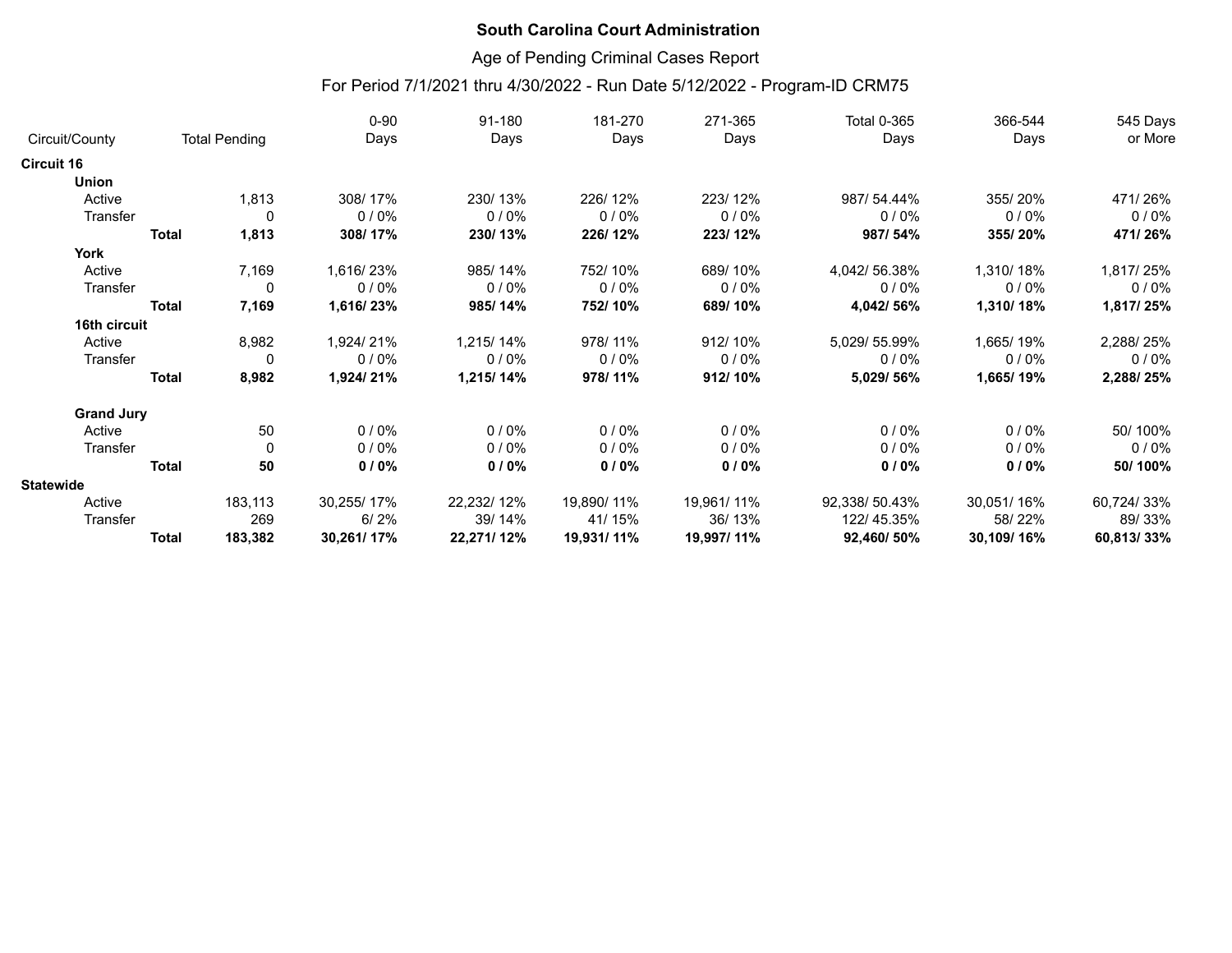**South Carolina Court Administration**

Age of Pending Criminal Cases Report

For Period 7/1/2021 thru 4/30/2022 - Run Date 5/12/2022 - Program-ID CRM75

| Circuit/County | | Total Pending | 0-90 Days | 91-180 Days | 181-270 Days | 271-365 Days | Total 0-365 Days | 366-544 Days | 545 Days or More |
|---|---|---|---|---|---|---|---|---|---|
| **Circuit 16** | | | | | | | | | |
| **Union** | | | | | | | | | |
| Active | | 1,813 | 308/ 17% | 230/ 13% | 226/ 12% | 223/ 12% | 987/ 54.44% | 355/ 20% | 471/ 26% |
| Transfer | | 0 | 0 / 0% | 0 / 0% | 0 / 0% | 0 / 0% | 0 / 0% | 0 / 0% | 0 / 0% |
| | **Total** | **1,813** | **308/ 17%** | **230/ 13%** | **226/ 12%** | **223/ 12%** | **987/ 54%** | **355/ 20%** | **471/ 26%** |
| **York** | | | | | | | | | |
| Active | | 7,169 | 1,616/ 23% | 985/ 14% | 752/ 10% | 689/ 10% | 4,042/ 56.38% | 1,310/ 18% | 1,817/ 25% |
| Transfer | | 0 | 0 / 0% | 0 / 0% | 0 / 0% | 0 / 0% | 0 / 0% | 0 / 0% | 0 / 0% |
| | **Total** | **7,169** | **1,616/ 23%** | **985/ 14%** | **752/ 10%** | **689/ 10%** | **4,042/ 56%** | **1,310/ 18%** | **1,817/ 25%** |
| **16th circuit** | | | | | | | | | |
| Active | | 8,982 | 1,924/ 21% | 1,215/ 14% | 978/ 11% | 912/ 10% | 5,029/ 55.99% | 1,665/ 19% | 2,288/ 25% |
| Transfer | | 0 | 0 / 0% | 0 / 0% | 0 / 0% | 0 / 0% | 0 / 0% | 0 / 0% | 0 / 0% |
| | **Total** | **8,982** | **1,924/ 21%** | **1,215/ 14%** | **978/ 11%** | **912/ 10%** | **5,029/ 56%** | **1,665/ 19%** | **2,288/ 25%** |
| **Grand Jury** | | | | | | | | | |
| Active | | 50 | 0 / 0% | 0 / 0% | 0 / 0% | 0 / 0% | 0 / 0% | 0 / 0% | 50/ 100% |
| Transfer | | 0 | 0 / 0% | 0 / 0% | 0 / 0% | 0 / 0% | 0 / 0% | 0 / 0% | 0 / 0% |
| | **Total** | **50** | **0 / 0%** | **0 / 0%** | **0 / 0%** | **0 / 0%** | **0 / 0%** | **0 / 0%** | **50/ 100%** |
| **Statewide** | | | | | | | | | |
| Active | | 183,113 | 30,255/ 17% | 22,232/ 12% | 19,890/ 11% | 19,961/ 11% | 92,338/ 50.43% | 30,051/ 16% | 60,724/ 33% |
| Transfer | | 269 | 6/ 2% | 39/ 14% | 41/ 15% | 36/ 13% | 122/ 45.35% | 58/ 22% | 89/ 33% |
| | **Total** | **183,382** | **30,261/ 17%** | **22,271/ 12%** | **19,931/ 11%** | **19,997/ 11%** | **92,460/ 50%** | **30,109/ 16%** | **60,813/ 33%** |